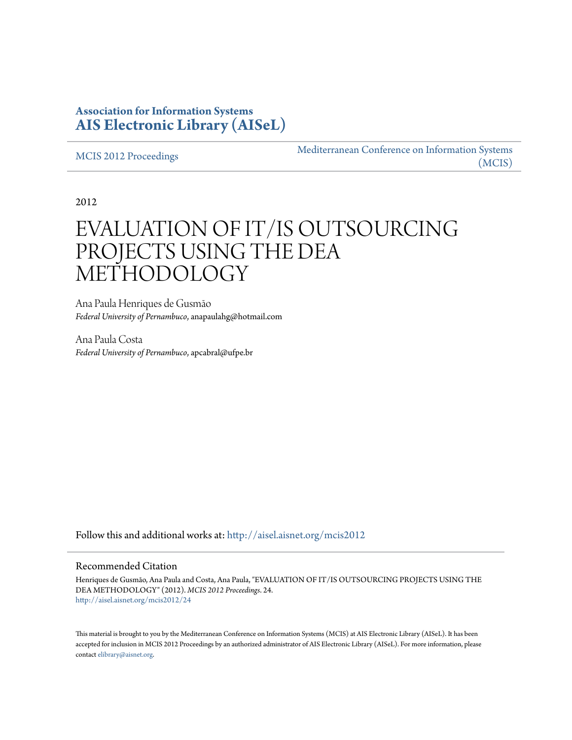**Association for Information Systems**
**AIS Electronic Library (AISeL)**

MCIS 2012 Proceedings

Mediterranean Conference on Information Systems (MCIS)

2012

# EVALUATION OF IT/IS OUTSOURCING PROJECTS USING THE DEA METHODOLOGY

Ana Paula Henriques de Gusmão
*Federal University of Pernambuco*, anapaulahg@hotmail.com

Ana Paula Costa
*Federal University of Pernambuco*, apcabral@ufpe.br

Follow this and additional works at: http://aisel.aisnet.org/mcis2012

## Recommended Citation

Henriques de Gusmão, Ana Paula and Costa, Ana Paula, "EVALUATION OF IT/IS OUTSOURCING PROJECTS USING THE DEA METHODOLOGY" (2012). *MCIS 2012 Proceedings*. 24.
http://aisel.aisnet.org/mcis2012/24

This material is brought to you by the Mediterranean Conference on Information Systems (MCIS) at AIS Electronic Library (AISeL). It has been accepted for inclusion in MCIS 2012 Proceedings by an authorized administrator of AIS Electronic Library (AISeL). For more information, please contact elibrary@aisnet.org.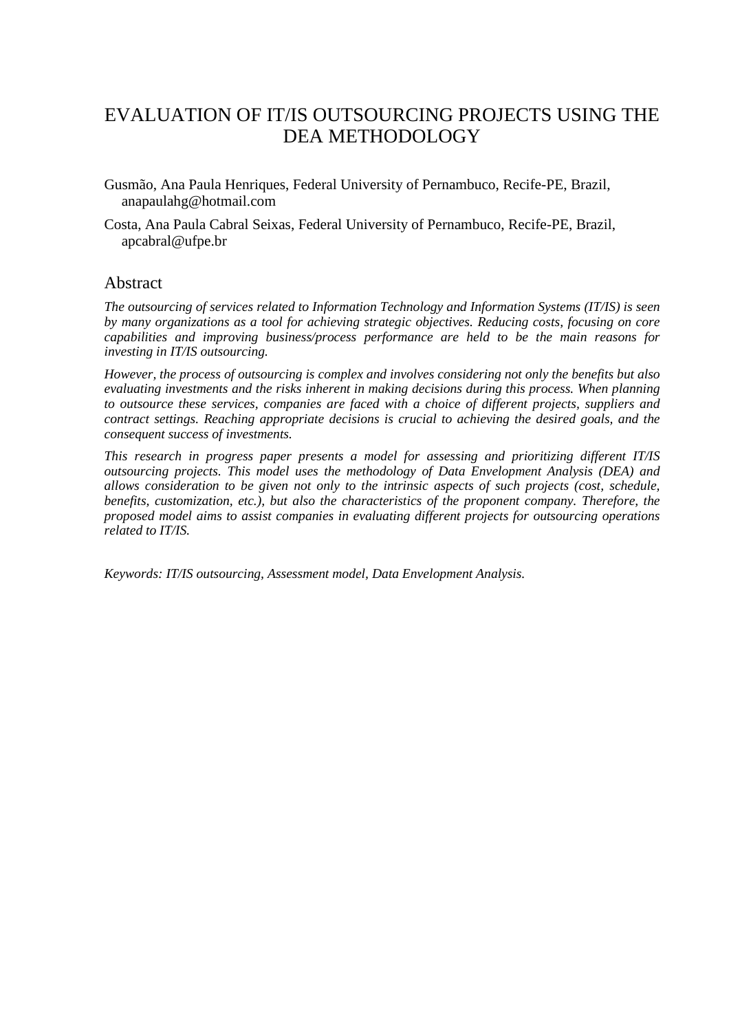# EVALUATION OF IT/IS OUTSOURCING PROJECTS USING THE DEA METHODOLOGY

Gusmão, Ana Paula Henriques, Federal University of Pernambuco, Recife-PE, Brazil, anapaulahg@hotmail.com

Costa, Ana Paula Cabral Seixas, Federal University of Pernambuco, Recife-PE, Brazil, apcabral@ufpe.br

## Abstract

*The outsourcing of services related to Information Technology and Information Systems (IT/IS) is seen by many organizations as a tool for achieving strategic objectives. Reducing costs, focusing on core capabilities and improving business/process performance are held to be the main reasons for investing in IT/IS outsourcing.*

*However, the process of outsourcing is complex and involves considering not only the benefits but also evaluating investments and the risks inherent in making decisions during this process. When planning to outsource these services, companies are faced with a choice of different projects, suppliers and contract settings. Reaching appropriate decisions is crucial to achieving the desired goals, and the consequent success of investments.*

*This research in progress paper presents a model for assessing and prioritizing different IT/IS outsourcing projects. This model uses the methodology of Data Envelopment Analysis (DEA) and allows consideration to be given not only to the intrinsic aspects of such projects (cost, schedule, benefits, customization, etc.), but also the characteristics of the proponent company. Therefore, the proposed model aims to assist companies in evaluating different projects for outsourcing operations related to IT/IS.*

*Keywords: IT/IS outsourcing, Assessment model, Data Envelopment Analysis.*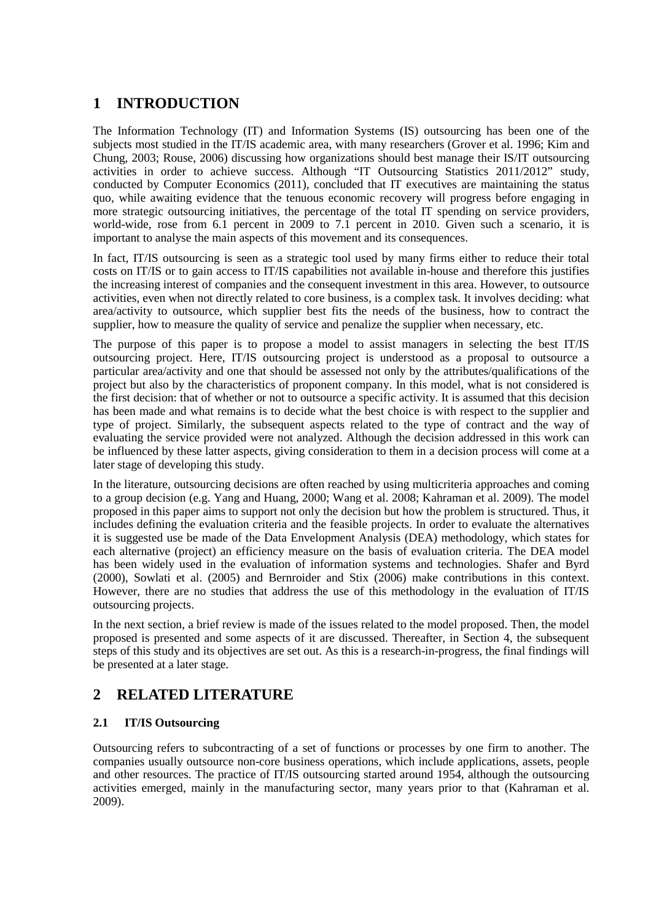# 1 INTRODUCTION

The Information Technology (IT) and Information Systems (IS) outsourcing has been one of the subjects most studied in the IT/IS academic area, with many researchers (Grover et al. 1996; Kim and Chung, 2003; Rouse, 2006) discussing how organizations should best manage their IS/IT outsourcing activities in order to achieve success. Although "IT Outsourcing Statistics 2011/2012" study, conducted by Computer Economics (2011), concluded that IT executives are maintaining the status quo, while awaiting evidence that the tenuous economic recovery will progress before engaging in more strategic outsourcing initiatives, the percentage of the total IT spending on service providers, world-wide, rose from 6.1 percent in 2009 to 7.1 percent in 2010. Given such a scenario, it is important to analyse the main aspects of this movement and its consequences.

In fact, IT/IS outsourcing is seen as a strategic tool used by many firms either to reduce their total costs on IT/IS or to gain access to IT/IS capabilities not available in-house and therefore this justifies the increasing interest of companies and the consequent investment in this area. However, to outsource activities, even when not directly related to core business, is a complex task. It involves deciding: what area/activity to outsource, which supplier best fits the needs of the business, how to contract the supplier, how to measure the quality of service and penalize the supplier when necessary, etc.

The purpose of this paper is to propose a model to assist managers in selecting the best IT/IS outsourcing project. Here, IT/IS outsourcing project is understood as a proposal to outsource a particular area/activity and one that should be assessed not only by the attributes/qualifications of the project but also by the characteristics of proponent company. In this model, what is not considered is the first decision: that of whether or not to outsource a specific activity. It is assumed that this decision has been made and what remains is to decide what the best choice is with respect to the supplier and type of project. Similarly, the subsequent aspects related to the type of contract and the way of evaluating the service provided were not analyzed. Although the decision addressed in this work can be influenced by these latter aspects, giving consideration to them in a decision process will come at a later stage of developing this study.

In the literature, outsourcing decisions are often reached by using multicriteria approaches and coming to a group decision (e.g. Yang and Huang, 2000; Wang et al. 2008; Kahraman et al. 2009). The model proposed in this paper aims to support not only the decision but how the problem is structured. Thus, it includes defining the evaluation criteria and the feasible projects. In order to evaluate the alternatives it is suggested use be made of the Data Envelopment Analysis (DEA) methodology, which states for each alternative (project) an efficiency measure on the basis of evaluation criteria. The DEA model has been widely used in the evaluation of information systems and technologies. Shafer and Byrd (2000), Sowlati et al. (2005) and Bernroider and Stix (2006) make contributions in this context. However, there are no studies that address the use of this methodology in the evaluation of IT/IS outsourcing projects.

In the next section, a brief review is made of the issues related to the model proposed. Then, the model proposed is presented and some aspects of it are discussed. Thereafter, in Section 4, the subsequent steps of this study and its objectives are set out. As this is a research-in-progress, the final findings will be presented at a later stage.

# 2 RELATED LITERATURE

## 2.1 IT/IS Outsourcing

Outsourcing refers to subcontracting of a set of functions or processes by one firm to another. The companies usually outsource non-core business operations, which include applications, assets, people and other resources. The practice of IT/IS outsourcing started around 1954, although the outsourcing activities emerged, mainly in the manufacturing sector, many years prior to that (Kahraman et al. 2009).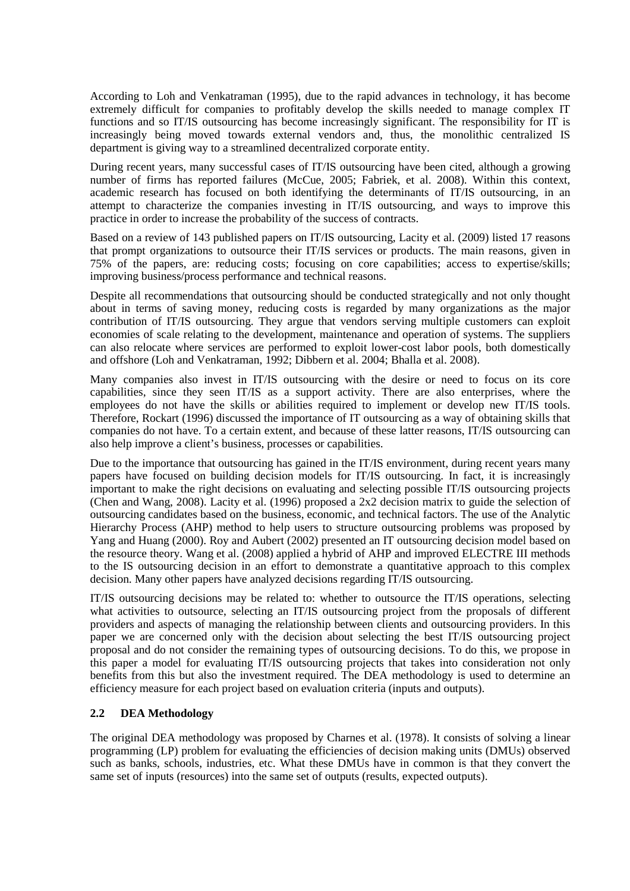According to Loh and Venkatraman (1995), due to the rapid advances in technology, it has become extremely difficult for companies to profitably develop the skills needed to manage complex IT functions and so IT/IS outsourcing has become increasingly significant. The responsibility for IT is increasingly being moved towards external vendors and, thus, the monolithic centralized IS department is giving way to a streamlined decentralized corporate entity.

During recent years, many successful cases of IT/IS outsourcing have been cited, although a growing number of firms has reported failures (McCue, 2005; Fabriek, et al. 2008). Within this context, academic research has focused on both identifying the determinants of IT/IS outsourcing, in an attempt to characterize the companies investing in IT/IS outsourcing, and ways to improve this practice in order to increase the probability of the success of contracts.

Based on a review of 143 published papers on IT/IS outsourcing, Lacity et al. (2009) listed 17 reasons that prompt organizations to outsource their IT/IS services or products. The main reasons, given in 75% of the papers, are: reducing costs; focusing on core capabilities; access to expertise/skills; improving business/process performance and technical reasons.

Despite all recommendations that outsourcing should be conducted strategically and not only thought about in terms of saving money, reducing costs is regarded by many organizations as the major contribution of IT/IS outsourcing. They argue that vendors serving multiple customers can exploit economies of scale relating to the development, maintenance and operation of systems. The suppliers can also relocate where services are performed to exploit lower-cost labor pools, both domestically and offshore (Loh and Venkatraman, 1992; Dibbern et al. 2004; Bhalla et al. 2008).

Many companies also invest in IT/IS outsourcing with the desire or need to focus on its core capabilities, since they seen IT/IS as a support activity. There are also enterprises, where the employees do not have the skills or abilities required to implement or develop new IT/IS tools. Therefore, Rockart (1996) discussed the importance of IT outsourcing as a way of obtaining skills that companies do not have. To a certain extent, and because of these latter reasons, IT/IS outsourcing can also help improve a client's business, processes or capabilities.

Due to the importance that outsourcing has gained in the IT/IS environment, during recent years many papers have focused on building decision models for IT/IS outsourcing. In fact, it is increasingly important to make the right decisions on evaluating and selecting possible IT/IS outsourcing projects (Chen and Wang, 2008). Lacity et al. (1996) proposed a 2x2 decision matrix to guide the selection of outsourcing candidates based on the business, economic, and technical factors. The use of the Analytic Hierarchy Process (AHP) method to help users to structure outsourcing problems was proposed by Yang and Huang (2000). Roy and Aubert (2002) presented an IT outsourcing decision model based on the resource theory. Wang et al. (2008) applied a hybrid of AHP and improved ELECTRE III methods to the IS outsourcing decision in an effort to demonstrate a quantitative approach to this complex decision. Many other papers have analyzed decisions regarding IT/IS outsourcing.

IT/IS outsourcing decisions may be related to: whether to outsource the IT/IS operations, selecting what activities to outsource, selecting an IT/IS outsourcing project from the proposals of different providers and aspects of managing the relationship between clients and outsourcing providers. In this paper we are concerned only with the decision about selecting the best IT/IS outsourcing project proposal and do not consider the remaining types of outsourcing decisions. To do this, we propose in this paper a model for evaluating IT/IS outsourcing projects that takes into consideration not only benefits from this but also the investment required. The DEA methodology is used to determine an efficiency measure for each project based on evaluation criteria (inputs and outputs).

### 2.2 DEA Methodology

The original DEA methodology was proposed by Charnes et al. (1978). It consists of solving a linear programming (LP) problem for evaluating the efficiencies of decision making units (DMUs) observed such as banks, schools, industries, etc. What these DMUs have in common is that they convert the same set of inputs (resources) into the same set of outputs (results, expected outputs).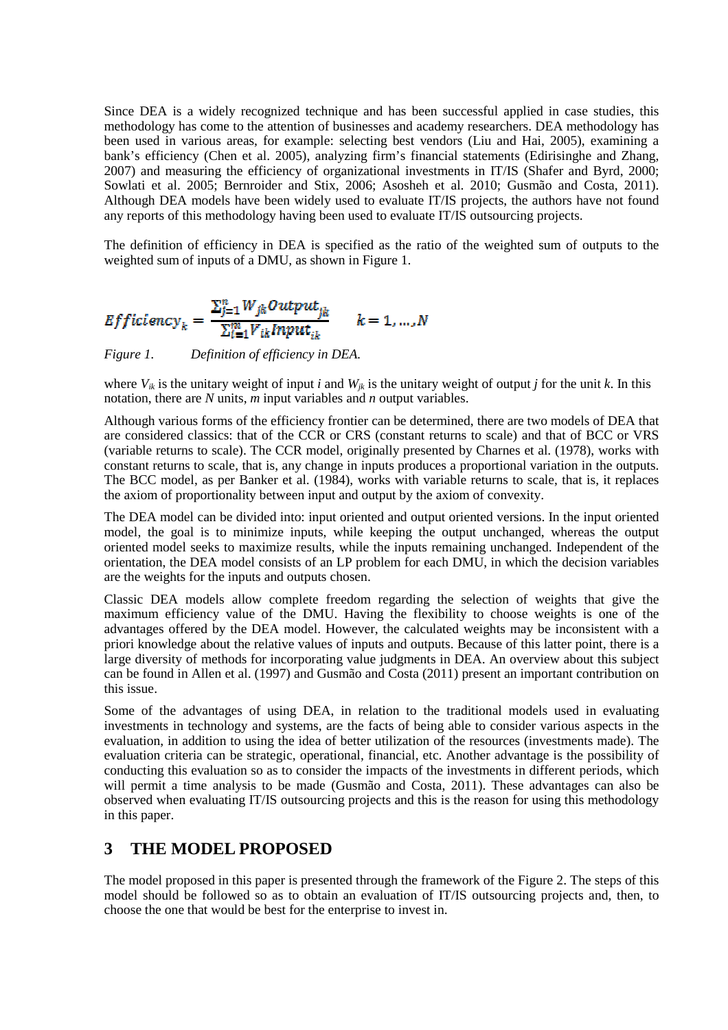Since DEA is a widely recognized technique and has been successful applied in case studies, this methodology has come to the attention of businesses and academy researchers. DEA methodology has been used in various areas, for example: selecting best vendors (Liu and Hai, 2005), examining a bank's efficiency (Chen et al. 2005), analyzing firm's financial statements (Edirisinghe and Zhang, 2007) and measuring the efficiency of organizational investments in IT/IS (Shafer and Byrd, 2000; Sowlati et al. 2005; Bernroider and Stix, 2006; Asosheh et al. 2010; Gusmão and Costa, 2011). Although DEA models have been widely used to evaluate IT/IS projects, the authors have not found any reports of this methodology having been used to evaluate IT/IS outsourcing projects.

The definition of efficiency in DEA is specified as the ratio of the weighted sum of outputs to the weighted sum of inputs of a DMU, as shown in Figure 1.

$$Efficiency_k = \frac{\sum_{j=1}^{n} W_{jk} Output_{jk}}{\sum_{i=1}^{m} V_{ik} Input_{ik}} \qquad k = 1, \dots, N$$

*Figure 1. Definition of efficiency in DEA.*

where $V_{ik}$ is the unitary weight of input $i$ and $W_{jk}$ is the unitary weight of output $j$ for the unit $k$. In this notation, there are $N$ units, $m$ input variables and $n$ output variables.

Although various forms of the efficiency frontier can be determined, there are two models of DEA that are considered classics: that of the CCR or CRS (constant returns to scale) and that of BCC or VRS (variable returns to scale). The CCR model, originally presented by Charnes et al. (1978), works with constant returns to scale, that is, any change in inputs produces a proportional variation in the outputs. The BCC model, as per Banker et al. (1984), works with variable returns to scale, that is, it replaces the axiom of proportionality between input and output by the axiom of convexity.

The DEA model can be divided into: input oriented and output oriented versions. In the input oriented model, the goal is to minimize inputs, while keeping the output unchanged, whereas the output oriented model seeks to maximize results, while the inputs remaining unchanged. Independent of the orientation, the DEA model consists of an LP problem for each DMU, in which the decision variables are the weights for the inputs and outputs chosen.

Classic DEA models allow complete freedom regarding the selection of weights that give the maximum efficiency value of the DMU. Having the flexibility to choose weights is one of the advantages offered by the DEA model. However, the calculated weights may be inconsistent with a priori knowledge about the relative values of inputs and outputs. Because of this latter point, there is a large diversity of methods for incorporating value judgments in DEA. An overview about this subject can be found in Allen et al. (1997) and Gusmão and Costa (2011) present an important contribution on this issue.

Some of the advantages of using DEA, in relation to the traditional models used in evaluating investments in technology and systems, are the facts of being able to consider various aspects in the evaluation, in addition to using the idea of better utilization of the resources (investments made). The evaluation criteria can be strategic, operational, financial, etc. Another advantage is the possibility of conducting this evaluation so as to consider the impacts of the investments in different periods, which will permit a time analysis to be made (Gusmão and Costa, 2011). These advantages can also be observed when evaluating IT/IS outsourcing projects and this is the reason for using this methodology in this paper.

# 3 THE MODEL PROPOSED

The model proposed in this paper is presented through the framework of the Figure 2. The steps of this model should be followed so as to obtain an evaluation of IT/IS outsourcing projects and, then, to choose the one that would be best for the enterprise to invest in.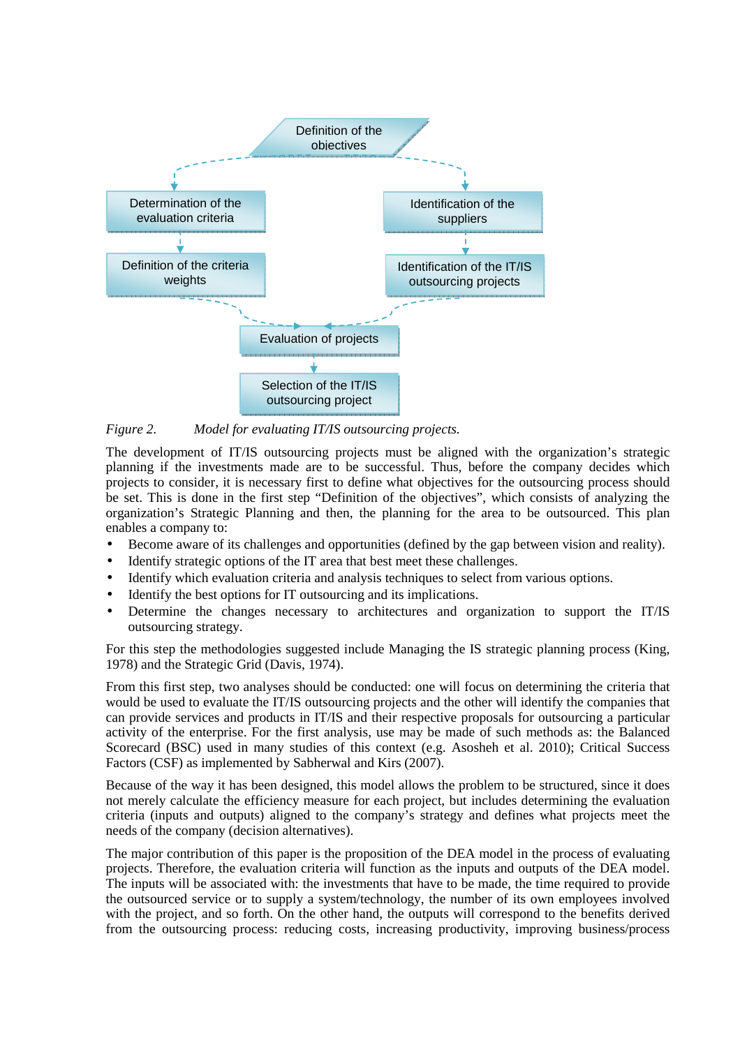Definition of the objectives

Determination of the evaluation criteria

Identification of the suppliers

Definition of the criteria weights

Identification of the IT/IS outsourcing projects

Evaluation of projects

Selection of the IT/IS outsourcing project

*Figure 2. Model for evaluating IT/IS outsourcing projects.*

The development of IT/IS outsourcing projects must be aligned with the organization's strategic planning if the investments made are to be successful. Thus, before the company decides which projects to consider, it is necessary first to define what objectives for the outsourcing process should be set. This is done in the first step "Definition of the objectives", which consists of analyzing the organization's Strategic Planning and then, the planning for the area to be outsourced. This plan enables a company to:

- Become aware of its challenges and opportunities (defined by the gap between vision and reality).
- Identify strategic options of the IT area that best meet these challenges.
- Identify which evaluation criteria and analysis techniques to select from various options.
- Identify the best options for IT outsourcing and its implications.
- Determine the changes necessary to architectures and organization to support the IT/IS outsourcing strategy.

For this step the methodologies suggested include Managing the IS strategic planning process (King, 1978) and the Strategic Grid (Davis, 1974).

From this first step, two analyses should be conducted: one will focus on determining the criteria that would be used to evaluate the IT/IS outsourcing projects and the other will identify the companies that can provide services and products in IT/IS and their respective proposals for outsourcing a particular activity of the enterprise. For the first analysis, use may be made of such methods as: the Balanced Scorecard (BSC) used in many studies of this context (e.g. Asosheh et al. 2010); Critical Success Factors (CSF) as implemented by Sabherwal and Kirs (2007).

Because of the way it has been designed, this model allows the problem to be structured, since it does not merely calculate the efficiency measure for each project, but includes determining the evaluation criteria (inputs and outputs) aligned to the company's strategy and defines what projects meet the needs of the company (decision alternatives).

The major contribution of this paper is the proposition of the DEA model in the process of evaluating projects. Therefore, the evaluation criteria will function as the inputs and outputs of the DEA model. The inputs will be associated with: the investments that have to be made, the time required to provide the outsourced service or to supply a system/technology, the number of its own employees involved with the project, and so forth. On the other hand, the outputs will correspond to the benefits derived from the outsourcing process: reducing costs, increasing productivity, improving business/process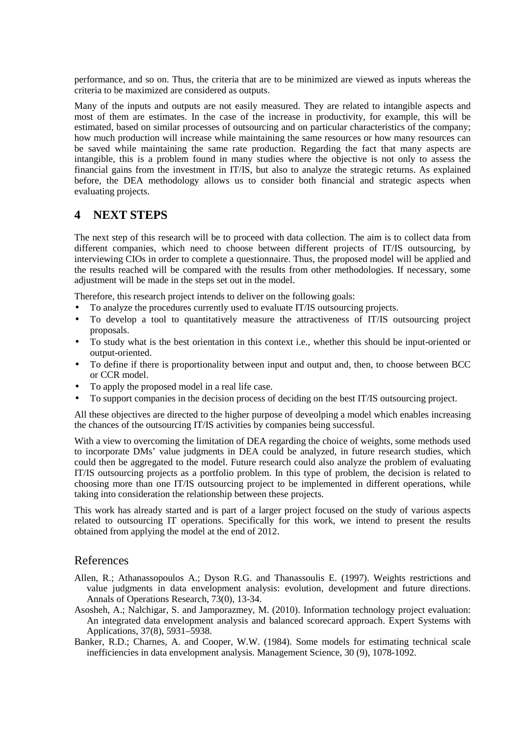performance, and so on. Thus, the criteria that are to be minimized are viewed as inputs whereas the criteria to be maximized are considered as outputs.

Many of the inputs and outputs are not easily measured. They are related to intangible aspects and most of them are estimates. In the case of the increase in productivity, for example, this will be estimated, based on similar processes of outsourcing and on particular characteristics of the company; how much production will increase while maintaining the same resources or how many resources can be saved while maintaining the same rate production. Regarding the fact that many aspects are intangible, this is a problem found in many studies where the objective is not only to assess the financial gains from the investment in IT/IS, but also to analyze the strategic returns. As explained before, the DEA methodology allows us to consider both financial and strategic aspects when evaluating projects.

# 4 NEXT STEPS

The next step of this research will be to proceed with data collection. The aim is to collect data from different companies, which need to choose between different projects of IT/IS outsourcing, by interviewing CIOs in order to complete a questionnaire. Thus, the proposed model will be applied and the results reached will be compared with the results from other methodologies. If necessary, some adjustment will be made in the steps set out in the model.

Therefore, this research project intends to deliver on the following goals:

- To analyze the procedures currently used to evaluate IT/IS outsourcing projects.
- To develop a tool to quantitatively measure the attractiveness of IT/IS outsourcing project proposals.
- To study what is the best orientation in this context i.e., whether this should be input-oriented or output-oriented.
- To define if there is proportionality between input and output and, then, to choose between BCC or CCR model.
- To apply the proposed model in a real life case.
- To support companies in the decision process of deciding on the best IT/IS outsourcing project.

All these objectives are directed to the higher purpose of deveolping a model which enables increasing the chances of the outsourcing IT/IS activities by companies being successful.

With a view to overcoming the limitation of DEA regarding the choice of weights, some methods used to incorporate DMs' value judgments in DEA could be analyzed, in future research studies, which could then be aggregated to the model. Future research could also analyze the problem of evaluating IT/IS outsourcing projects as a portfolio problem. In this type of problem, the decision is related to choosing more than one IT/IS outsourcing project to be implemented in different operations, while taking into consideration the relationship between these projects.

This work has already started and is part of a larger project focused on the study of various aspects related to outsourcing IT operations. Specifically for this work, we intend to present the results obtained from applying the model at the end of 2012.

## References

Allen, R.; Athanassopoulos A.; Dyson R.G. and Thanassoulis E. (1997). Weights restrictions and value judgments in data envelopment analysis: evolution, development and future directions. Annals of Operations Research, 73(0), 13-34.

Asosheh, A.; Nalchigar, S. and Jamporazmey, M. (2010). Information technology project evaluation: An integrated data envelopment analysis and balanced scorecard approach. Expert Systems with Applications, 37(8), 5931–5938.

Banker, R.D.; Charnes, A. and Cooper, W.W. (1984). Some models for estimating technical scale inefficiencies in data envelopment analysis. Management Science, 30 (9), 1078-1092.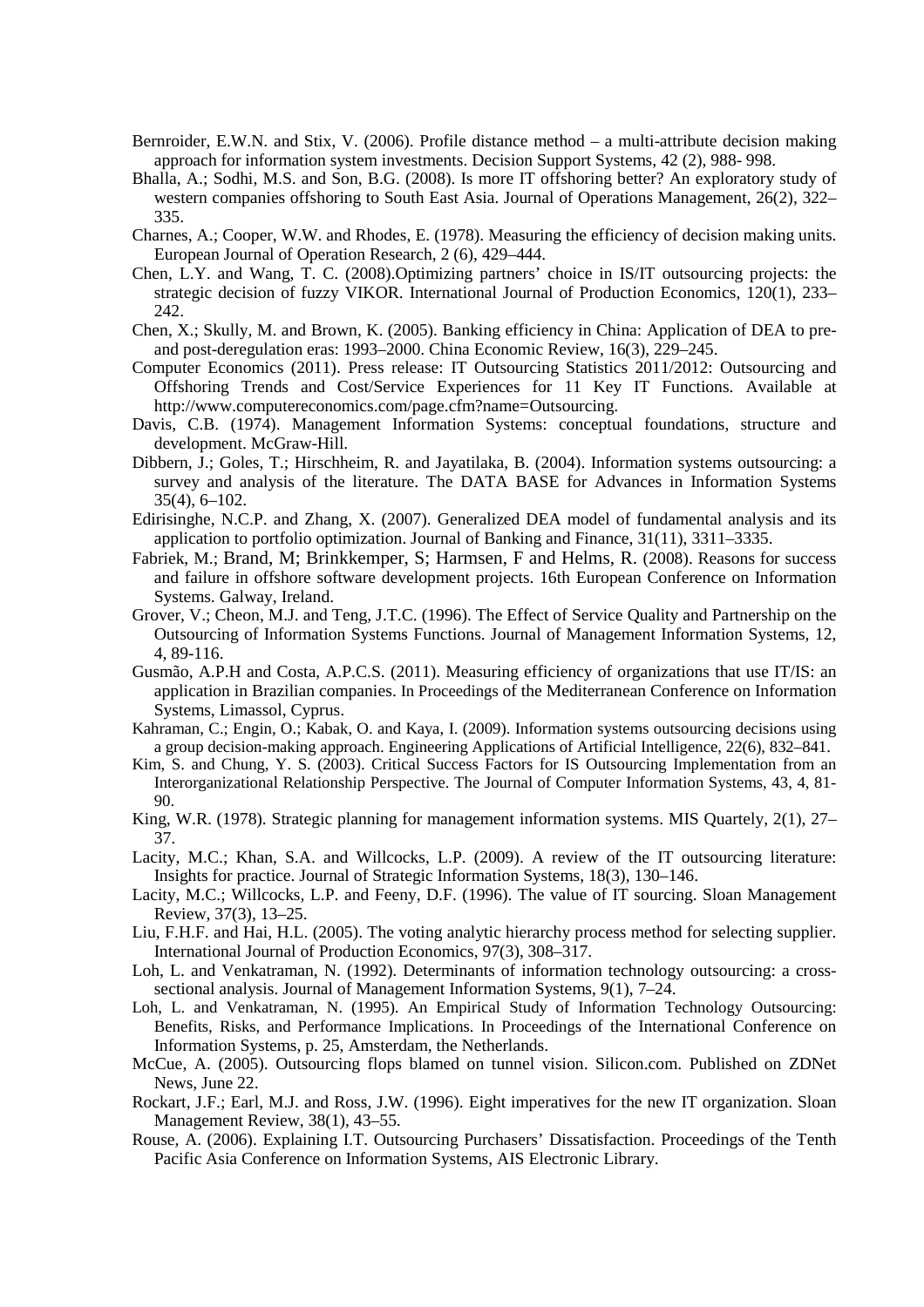Bernroider, E.W.N. and Stix, V. (2006). Profile distance method – a multi-attribute decision making approach for information system investments. Decision Support Systems, 42 (2), 988- 998.

Bhalla, A.; Sodhi, M.S. and Son, B.G. (2008). Is more IT offshoring better? An exploratory study of western companies offshoring to South East Asia. Journal of Operations Management, 26(2), 322–335.

Charnes, A.; Cooper, W.W. and Rhodes, E. (1978). Measuring the efficiency of decision making units. European Journal of Operation Research, 2 (6), 429–444.

Chen, L.Y. and Wang, T. C. (2008).Optimizing partners' choice in IS/IT outsourcing projects: the strategic decision of fuzzy VIKOR. International Journal of Production Economics, 120(1), 233–242.

Chen, X.; Skully, M. and Brown, K. (2005). Banking efficiency in China: Application of DEA to pre- and post-deregulation eras: 1993–2000. China Economic Review, 16(3), 229–245.

Computer Economics (2011). Press release: IT Outsourcing Statistics 2011/2012: Outsourcing and Offshoring Trends and Cost/Service Experiences for 11 Key IT Functions. Available at http://www.computereconomics.com/page.cfm?name=Outsourcing.

Davis, C.B. (1974). Management Information Systems: conceptual foundations, structure and development. McGraw-Hill.

Dibbern, J.; Goles, T.; Hirschheim, R. and Jayatilaka, B. (2004). Information systems outsourcing: a survey and analysis of the literature. The DATA BASE for Advances in Information Systems 35(4), 6–102.

Edirisinghe, N.C.P. and Zhang, X. (2007). Generalized DEA model of fundamental analysis and its application to portfolio optimization. Journal of Banking and Finance, 31(11), 3311–3335.

Fabriek, M.; Brand, M; Brinkkemper, S; Harmsen, F and Helms, R. (2008). Reasons for success and failure in offshore software development projects. 16th European Conference on Information Systems. Galway, Ireland.

Grover, V.; Cheon, M.J. and Teng, J.T.C. (1996). The Effect of Service Quality and Partnership on the Outsourcing of Information Systems Functions. Journal of Management Information Systems, 12, 4, 89-116.

Gusmão, A.P.H and Costa, A.P.C.S. (2011). Measuring efficiency of organizations that use IT/IS: an application in Brazilian companies. In Proceedings of the Mediterranean Conference on Information Systems, Limassol, Cyprus.

Kahraman, C.; Engin, O.; Kabak, O. and Kaya, I. (2009). Information systems outsourcing decisions using a group decision-making approach. Engineering Applications of Artificial Intelligence, 22(6), 832–841.

Kim, S. and Chung, Y. S. (2003). Critical Success Factors for IS Outsourcing Implementation from an Interorganizational Relationship Perspective. The Journal of Computer Information Systems, 43, 4, 81-90.

King, W.R. (1978). Strategic planning for management information systems. MIS Quartely, 2(1), 27–37.

Lacity, M.C.; Khan, S.A. and Willcocks, L.P. (2009). A review of the IT outsourcing literature: Insights for practice. Journal of Strategic Information Systems, 18(3), 130–146.

Lacity, M.C.; Willcocks, L.P. and Feeny, D.F. (1996). The value of IT sourcing. Sloan Management Review, 37(3), 13–25.

Liu, F.H.F. and Hai, H.L. (2005). The voting analytic hierarchy process method for selecting supplier. International Journal of Production Economics, 97(3), 308–317.

Loh, L. and Venkatraman, N. (1992). Determinants of information technology outsourcing: a cross-sectional analysis. Journal of Management Information Systems, 9(1), 7–24.

Loh, L. and Venkatraman, N. (1995). An Empirical Study of Information Technology Outsourcing: Benefits, Risks, and Performance Implications. In Proceedings of the International Conference on Information Systems, p. 25, Amsterdam, the Netherlands.

McCue, A. (2005). Outsourcing flops blamed on tunnel vision. Silicon.com. Published on ZDNet News, June 22.

Rockart, J.F.; Earl, M.J. and Ross, J.W. (1996). Eight imperatives for the new IT organization. Sloan Management Review, 38(1), 43–55.

Rouse, A. (2006). Explaining I.T. Outsourcing Purchasers' Dissatisfaction. Proceedings of the Tenth Pacific Asia Conference on Information Systems, AIS Electronic Library.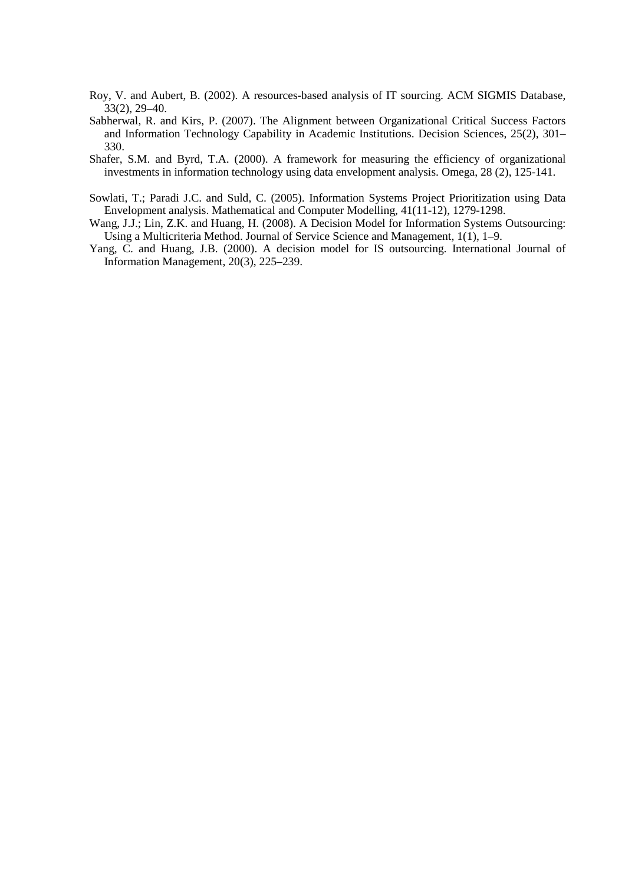Roy, V. and Aubert, B. (2002). A resources-based analysis of IT sourcing. ACM SIGMIS Database, 33(2), 29–40.

Sabherwal, R. and Kirs, P. (2007). The Alignment between Organizational Critical Success Factors and Information Technology Capability in Academic Institutions. Decision Sciences, 25(2), 301–330.

Shafer, S.M. and Byrd, T.A. (2000). A framework for measuring the efficiency of organizational investments in information technology using data envelopment analysis. Omega, 28 (2), 125-141.

Sowlati, T.; Paradi J.C. and Suld, C. (2005). Information Systems Project Prioritization using Data Envelopment analysis. Mathematical and Computer Modelling, 41(11-12), 1279-1298.

Wang, J.J.; Lin, Z.K. and Huang, H. (2008). A Decision Model for Information Systems Outsourcing: Using a Multicriteria Method. Journal of Service Science and Management, 1(1), 1–9.

Yang, C. and Huang, J.B. (2000). A decision model for IS outsourcing. International Journal of Information Management, 20(3), 225–239.